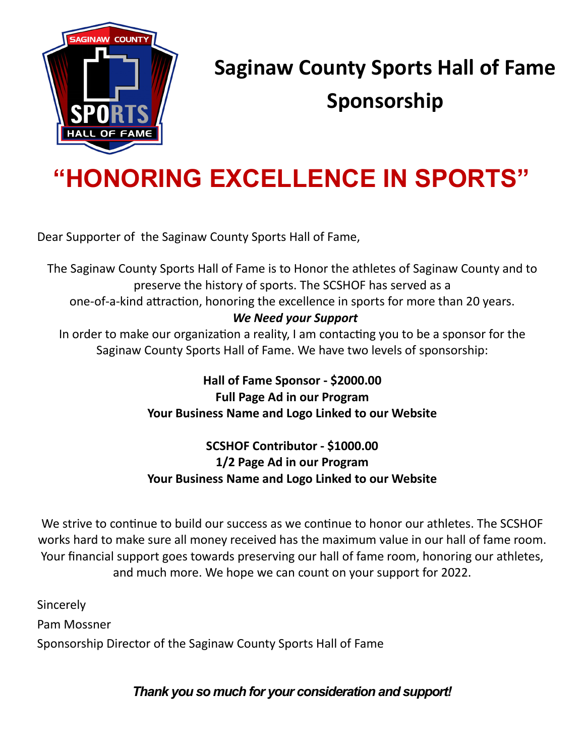# Saginaw County Sports Hall of Fame Sponsorship

## "HONORING EXCELLENCE IN SPORTS"

Dear Supporter of the Saginaw County Sports Hall of Fame,

The Saginaw County Sports Hall of Fame is to Honor the athletes of Saginaw County and to preserve the history of sports. The SCSHOF has served as a one-of-a-kind attraction, honoring the excellence in sports for more than 20 years.

***We Need your Support***

In order to make our organization a reality, I am contacting you to be a sponsor for the Saginaw County Sports Hall of Fame. We have two levels of sponsorship:

**Hall of Fame Sponsor - $2000.00**
**Full Page Ad in our Program**
**Your Business Name and Logo Linked to our Website**

**SCSHOF Contributor - $1000.00**
**1/2 Page Ad in our Program**
**Your Business Name and Logo Linked to our Website**

We strive to continue to build our success as we continue to honor our athletes. The SCSHOF works hard to make sure all money received has the maximum value in our hall of fame room. Your financial support goes towards preserving our hall of fame room, honoring our athletes, and much more. We hope we can count on your support for 2022.

Sincerely
Pam Mossner
Sponsorship Director of the Saginaw County Sports Hall of Fame

***Thank you so much for your consideration and support!***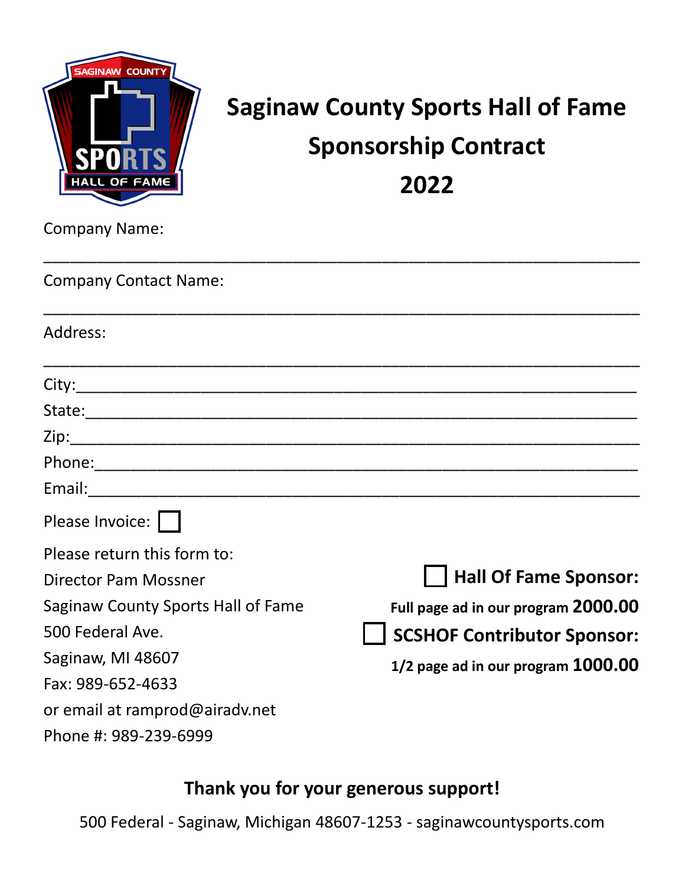# Saginaw County Sports Hall of Fame Sponsorship Contract 2022

Company Name:

___________________________________________________________________

Company Contact Name:

___________________________________________________________________

Address:

___________________________________________________________________

City:______________________________________________________________

State:_____________________________________________________________

Zip:_______________________________________________________________

Phone:_____________________________________________________________

Email:_____________________________________________________________

Please Invoice: ☐

Please return this form to:
Director Pam Mossner
Saginaw County Sports Hall of Fame
500 Federal Ave.
Saginaw, MI 48607
Fax: 989-652-4633
or email at ramprod@airadv.net
Phone #: 989-239-6999

☐ **Hall Of Fame Sponsor:**
**Full page ad in our program 2000.00**

☐ **SCSHOF Contributor Sponsor:**
**1/2 page ad in our program 1000.00**

**Thank you for your generous support!**

500 Federal - Saginaw, Michigan 48607-1253 - saginawcountysports.com